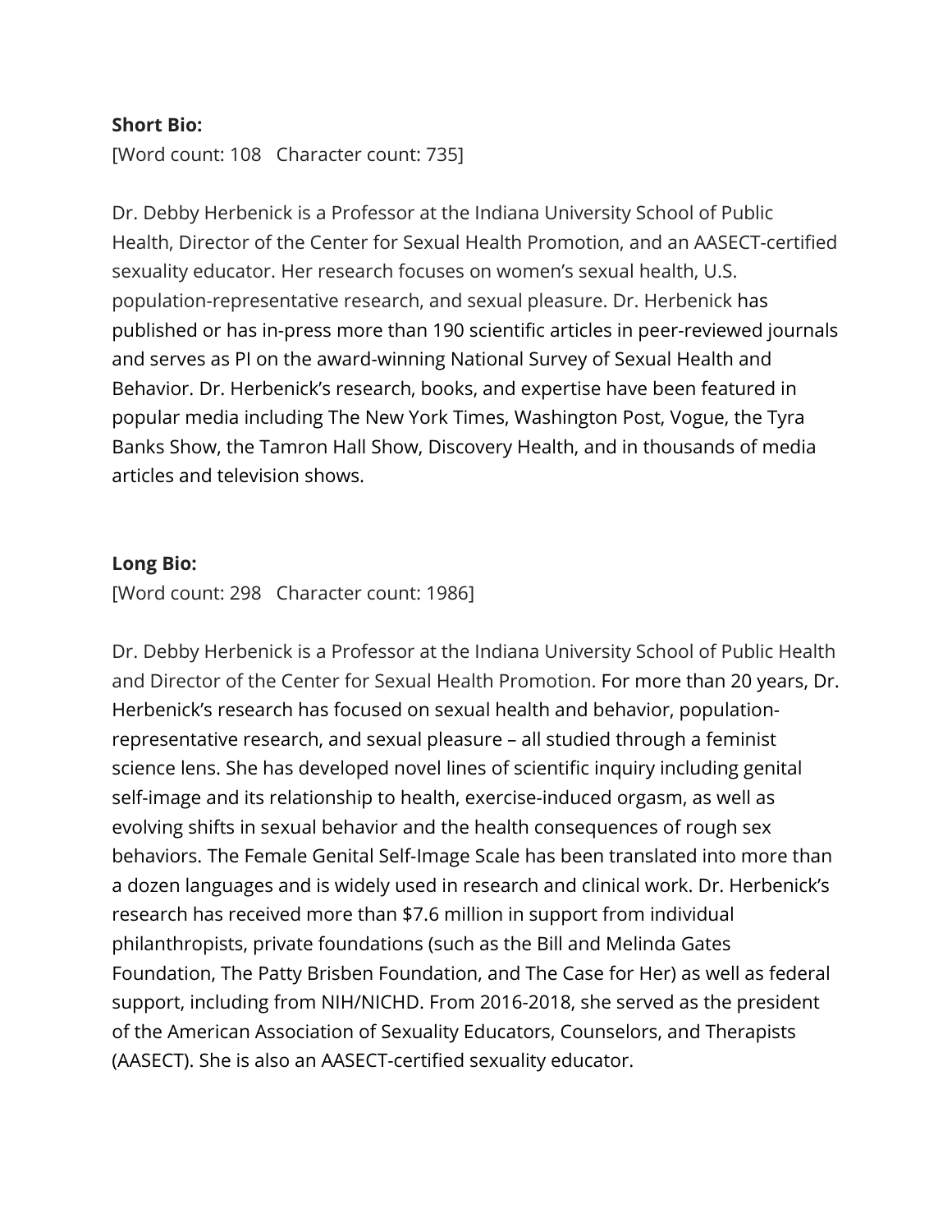**Short Bio:**

[Word count: 108   Character count: 735]

Dr. Debby Herbenick is a Professor at the Indiana University School of Public Health, Director of the Center for Sexual Health Promotion, and an AASECT-certified sexuality educator. Her research focuses on women's sexual health, U.S. population-representative research, and sexual pleasure. Dr. Herbenick has published or has in-press more than 190 scientific articles in peer-reviewed journals and serves as PI on the award-winning National Survey of Sexual Health and Behavior. Dr. Herbenick's research, books, and expertise have been featured in popular media including The New York Times, Washington Post, Vogue, the Tyra Banks Show, the Tamron Hall Show, Discovery Health, and in thousands of media articles and television shows.

**Long Bio:**

[Word count: 298   Character count: 1986]

Dr. Debby Herbenick is a Professor at the Indiana University School of Public Health and Director of the Center for Sexual Health Promotion. For more than 20 years, Dr. Herbenick's research has focused on sexual health and behavior, population-representative research, and sexual pleasure – all studied through a feminist science lens. She has developed novel lines of scientific inquiry including genital self-image and its relationship to health, exercise-induced orgasm, as well as evolving shifts in sexual behavior and the health consequences of rough sex behaviors. The Female Genital Self-Image Scale has been translated into more than a dozen languages and is widely used in research and clinical work. Dr. Herbenick's research has received more than $7.6 million in support from individual philanthropists, private foundations (such as the Bill and Melinda Gates Foundation, The Patty Brisben Foundation, and The Case for Her) as well as federal support, including from NIH/NICHD. From 2016-2018, she served as the president of the American Association of Sexuality Educators, Counselors, and Therapists (AASECT). She is also an AASECT-certified sexuality educator.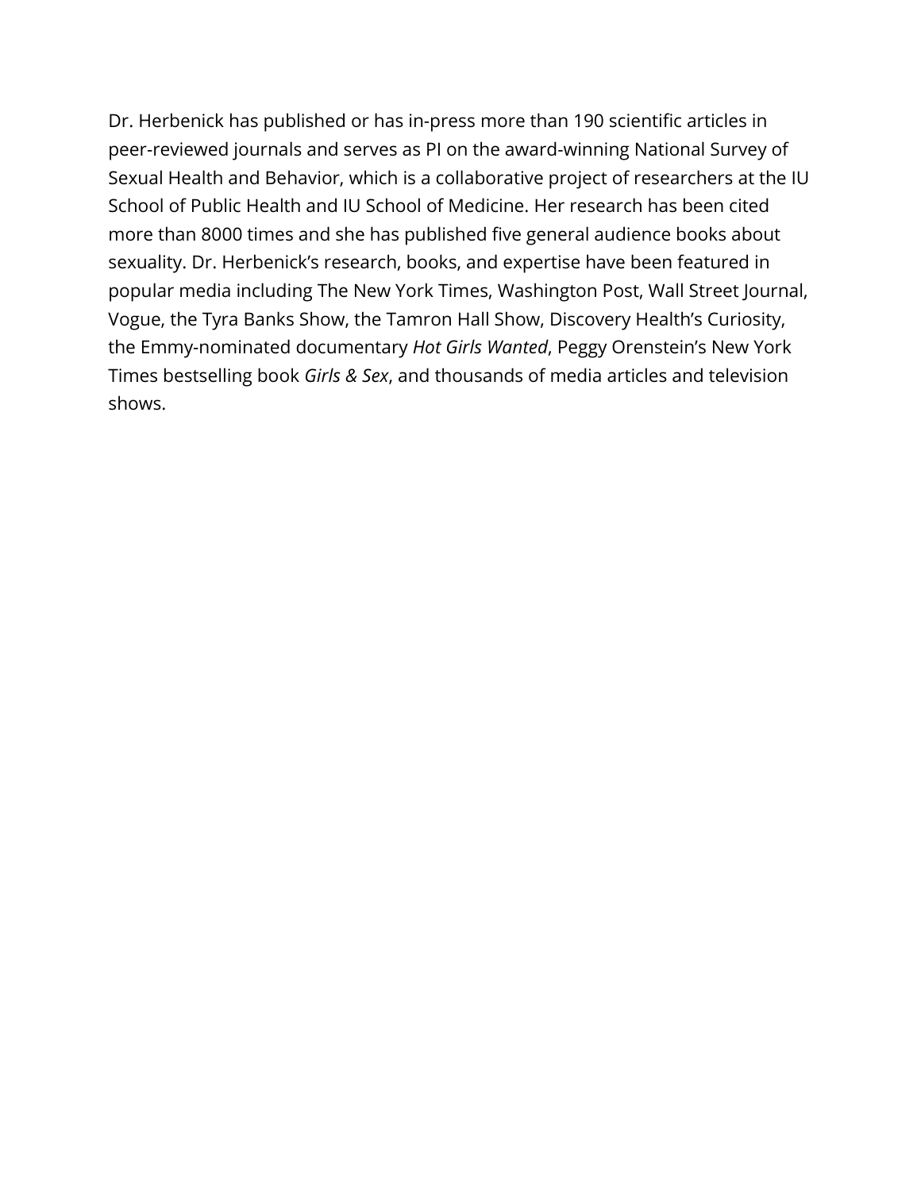Dr. Herbenick has published or has in-press more than 190 scientific articles in peer-reviewed journals and serves as PI on the award-winning National Survey of Sexual Health and Behavior, which is a collaborative project of researchers at the IU School of Public Health and IU School of Medicine. Her research has been cited more than 8000 times and she has published five general audience books about sexuality. Dr. Herbenick's research, books, and expertise have been featured in popular media including The New York Times, Washington Post, Wall Street Journal, Vogue, the Tyra Banks Show, the Tamron Hall Show, Discovery Health's Curiosity, the Emmy-nominated documentary *Hot Girls Wanted*, Peggy Orenstein's New York Times bestselling book *Girls & Sex*, and thousands of media articles and television shows.